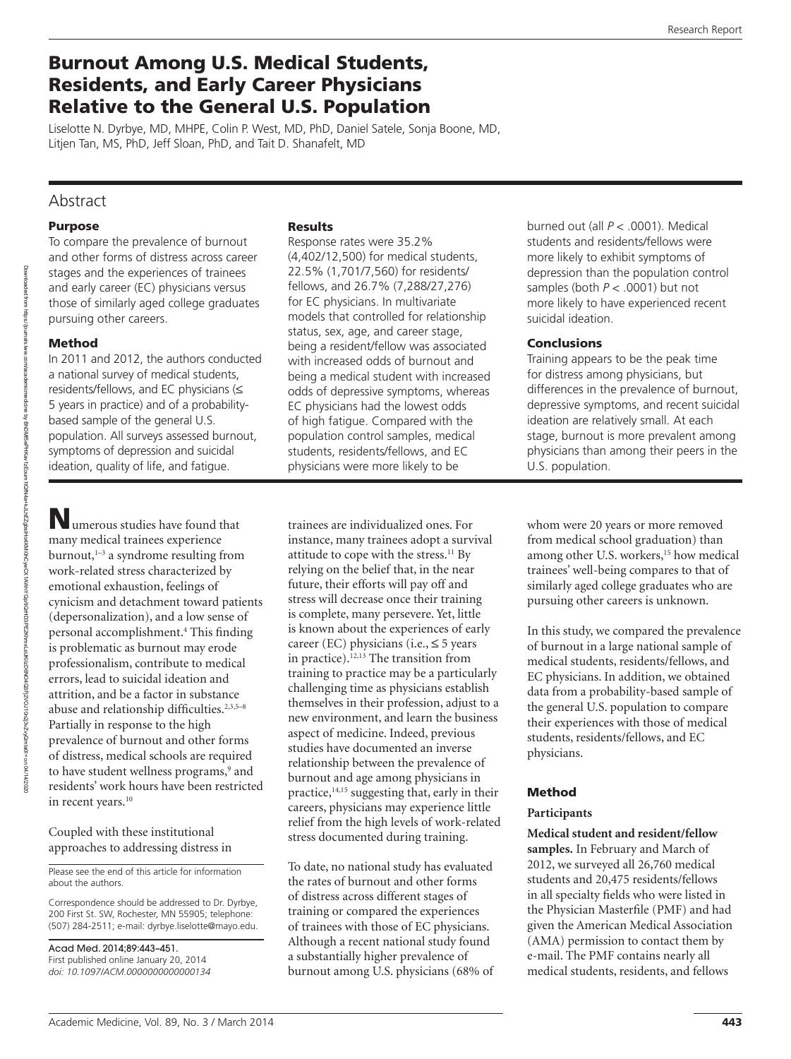# Burnout Among U.S. Medical Students, Residents, and Early Career Physicians Relative to the General U.S. Population

Liselotte N. Dyrbye, MD, MHPE, Colin P. West, MD, PhD, Daniel Satele, Sonja Boone, MD, Litjen Tan, MS, PhD, Jeff Sloan, PhD, and Tait D. Shanafelt, MD

## Abstract

### Purpose

To compare the prevalence of burnout and other forms of distress across career stages and the experiences of trainees and early career (EC) physicians versus those of similarly aged college graduates pursuing other careers.

### Method

In 2011 and 2012, the authors conducted a national survey of medical students, residents/fellows, and EC physicians (≤ 5 years in practice) and of a probability-based sample of the general U.S. population. All surveys assessed burnout, symptoms of depression and suicidal ideation, quality of life, and fatigue.

### Results

Response rates were 35.2% (4,402/12,500) for medical students, 22.5% (1,701/7,560) for residents/fellows, and 26.7% (7,288/27,276) for EC physicians. In multivariate models that controlled for relationship status, sex, age, and career stage, being a resident/fellow was associated with increased odds of burnout and being a medical student with increased odds of depressive symptoms, whereas EC physicians had the lowest odds of high fatigue. Compared with the population control samples, medical students, residents/fellows, and EC physicians were more likely to be burned out (all $P < .0001$). Medical students and residents/fellows were more likely to exhibit symptoms of depression than the population control samples (both $P < .0001$) but not more likely to have experienced recent suicidal ideation.

### Conclusions

Training appears to be the peak time for distress among physicians, but differences in the prevalence of burnout, depressive symptoms, and recent suicidal ideation are relatively small. At each stage, burnout is more prevalent among physicians than among their peers in the U.S. population.

---

Numerous studies have found that many medical trainees experience burnout,[1–3] a syndrome resulting from work-related stress characterized by emotional exhaustion, feelings of cynicism and detachment toward patients (depersonalization), and a low sense of personal accomplishment.[4] This finding is problematic as burnout may erode professionalism, contribute to medical errors, lead to suicidal ideation and attrition, and be a factor in substance abuse and relationship difficulties.[2,3,5–8] Partially in response to the high prevalence of burnout and other forms of distress, medical schools are required to have student wellness programs,[9] and residents' work hours have been restricted in recent years.[10]

Coupled with these institutional approaches to addressing distress in trainees are individualized ones. For instance, many trainees adopt a survival attitude to cope with the stress.[11] By relying on the belief that, in the near future, their efforts will pay off and stress will decrease once their training is complete, many persevere. Yet, little is known about the experiences of early career (EC) physicians (i.e., ≤ 5 years in practice).[12,13] The transition from training to practice may be a particularly challenging time as physicians establish themselves in their profession, adjust to a new environment, and learn the business aspect of medicine. Indeed, previous studies have documented an inverse relationship between the prevalence of burnout and age among physicians in practice,[14,15] suggesting that, early in their careers, physicians may experience little relief from the high levels of work-related stress documented during training.

To date, no national study has evaluated the rates of burnout and other forms of distress across different stages of training or compared the experiences of trainees with those of EC physicians. Although a recent national study found a substantially higher prevalence of burnout among U.S. physicians (68% of whom were 20 years or more removed from medical school graduation) than among other U.S. workers,[15] how medical trainees' well-being compares to that of similarly aged college graduates who are pursuing other careers is unknown.

In this study, we compared the prevalence of burnout in a large national sample of medical students, residents/fellows, and EC physicians. In addition, we obtained data from a probability-based sample of the general U.S. population to compare their experiences with those of medical students, residents/fellows, and EC physicians.

## Method

### Participants

**Medical student and resident/fellow samples.** In February and March of 2012, we surveyed all 26,760 medical students and 20,475 residents/fellows in all specialty fields who were listed in the Physician Masterfile (PMF) and had given the American Medical Association (AMA) permission to contact them by e-mail. The PMF contains nearly all medical students, residents, and fellows

Please see the end of this article for information about the authors.

Correspondence should be addressed to Dr. Dyrbye, 200 First St. SW, Rochester, MN 55905; telephone: (507) 284-2511; e-mail: dyrbye.liselotte@mayo.edu.

Acad Med. 2014;89:443–451.
First published online January 20, 2014
*doi: 10.1097/ACM.0000000000000134*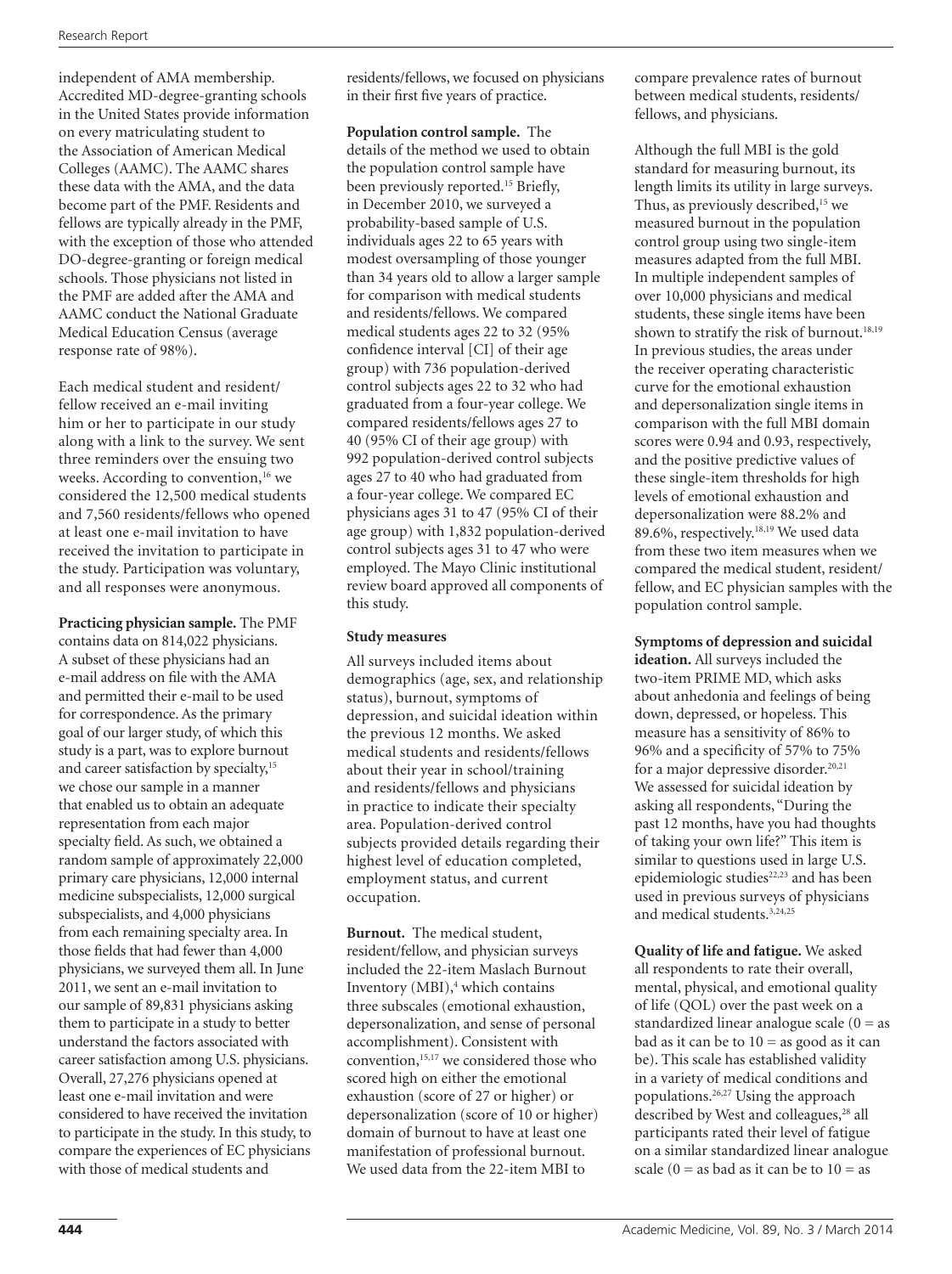independent of AMA membership. Accredited MD-degree-granting schools in the United States provide information on every matriculating student to the Association of American Medical Colleges (AAMC). The AAMC shares these data with the AMA, and the data become part of the PMF. Residents and fellows are typically already in the PMF, with the exception of those who attended DO-degree-granting or foreign medical schools. Those physicians not listed in the PMF are added after the AMA and AAMC conduct the National Graduate Medical Education Census (average response rate of 98%).

Each medical student and resident/fellow received an e-mail inviting him or her to participate in our study along with a link to the survey. We sent three reminders over the ensuing two weeks. According to convention,[16] we considered the 12,500 medical students and 7,560 residents/fellows who opened at least one e-mail invitation to have received the invitation to participate in the study. Participation was voluntary, and all responses were anonymous.

**Practicing physician sample.** The PMF contains data on 814,022 physicians. A subset of these physicians had an e-mail address on file with the AMA and permitted their e-mail to be used for correspondence. As the primary goal of our larger study, of which this study is a part, was to explore burnout and career satisfaction by specialty,[15] we chose our sample in a manner that enabled us to obtain an adequate representation from each major specialty field. As such, we obtained a random sample of approximately 22,000 primary care physicians, 12,000 internal medicine subspecialists, 12,000 surgical subspecialists, and 4,000 physicians from each remaining specialty area. In those fields that had fewer than 4,000 physicians, we surveyed them all. In June 2011, we sent an e-mail invitation to our sample of 89,831 physicians asking them to participate in a study to better understand the factors associated with career satisfaction among U.S. physicians. Overall, 27,276 physicians opened at least one e-mail invitation and were considered to have received the invitation to participate in the study. In this study, to compare the experiences of EC physicians with those of medical students and residents/fellows, we focused on physicians in their first five years of practice.

**Population control sample.** The details of the method we used to obtain the population control sample have been previously reported.[15] Briefly, in December 2010, we surveyed a probability-based sample of U.S. individuals ages 22 to 65 years with modest oversampling of those younger than 34 years old to allow a larger sample for comparison with medical students and residents/fellows. We compared medical students ages 22 to 32 (95% confidence interval [CI] of their age group) with 736 population-derived control subjects ages 22 to 32 who had graduated from a four-year college. We compared residents/fellows ages 27 to 40 (95% CI of their age group) with 992 population-derived control subjects ages 27 to 40 who had graduated from a four-year college. We compared EC physicians ages 31 to 47 (95% CI of their age group) with 1,832 population-derived control subjects ages 31 to 47 who were employed. The Mayo Clinic institutional review board approved all components of this study.

### Study measures

All surveys included items about demographics (age, sex, and relationship status), burnout, symptoms of depression, and suicidal ideation within the previous 12 months. We asked medical students and residents/fellows about their year in school/training and residents/fellows and physicians in practice to indicate their specialty area. Population-derived control subjects provided details regarding their highest level of education completed, employment status, and current occupation.

**Burnout.** The medical student, resident/fellow, and physician surveys included the 22-item Maslach Burnout Inventory (MBI),[4] which contains three subscales (emotional exhaustion, depersonalization, and sense of personal accomplishment). Consistent with convention,[15,17] we considered those who scored high on either the emotional exhaustion (score of 27 or higher) or depersonalization (score of 10 or higher) domain of burnout to have at least one manifestation of professional burnout. We used data from the 22-item MBI to compare prevalence rates of burnout between medical students, residents/fellows, and physicians.

Although the full MBI is the gold standard for measuring burnout, its length limits its utility in large surveys. Thus, as previously described,[15] we measured burnout in the population control group using two single-item measures adapted from the full MBI. In multiple independent samples of over 10,000 physicians and medical students, these single items have been shown to stratify the risk of burnout.[18,19] In previous studies, the areas under the receiver operating characteristic curve for the emotional exhaustion and depersonalization single items in comparison with the full MBI domain scores were 0.94 and 0.93, respectively, and the positive predictive values of these single-item thresholds for high levels of emotional exhaustion and depersonalization were 88.2% and 89.6%, respectively.[18,19] We used data from these two item measures when we compared the medical student, resident/fellow, and EC physician samples with the population control sample.

**Symptoms of depression and suicidal ideation.** All surveys included the two-item PRIME MD, which asks about anhedonia and feelings of being down, depressed, or hopeless. This measure has a sensitivity of 86% to 96% and a specificity of 57% to 75% for a major depressive disorder.[20,21] We assessed for suicidal ideation by asking all respondents, "During the past 12 months, have you had thoughts of taking your own life?" This item is similar to questions used in large U.S. epidemiologic studies[22,23] and has been used in previous surveys of physicians and medical students.[3,24,25]

**Quality of life and fatigue.** We asked all respondents to rate their overall, mental, physical, and emotional quality of life (QOL) over the past week on a standardized linear analogue scale (0 = as bad as it can be to 10 = as good as it can be). This scale has established validity in a variety of medical conditions and populations.[26,27] Using the approach described by West and colleagues,[28] all participants rated their level of fatigue on a similar standardized linear analogue scale (0 = as bad as it can be to 10 = as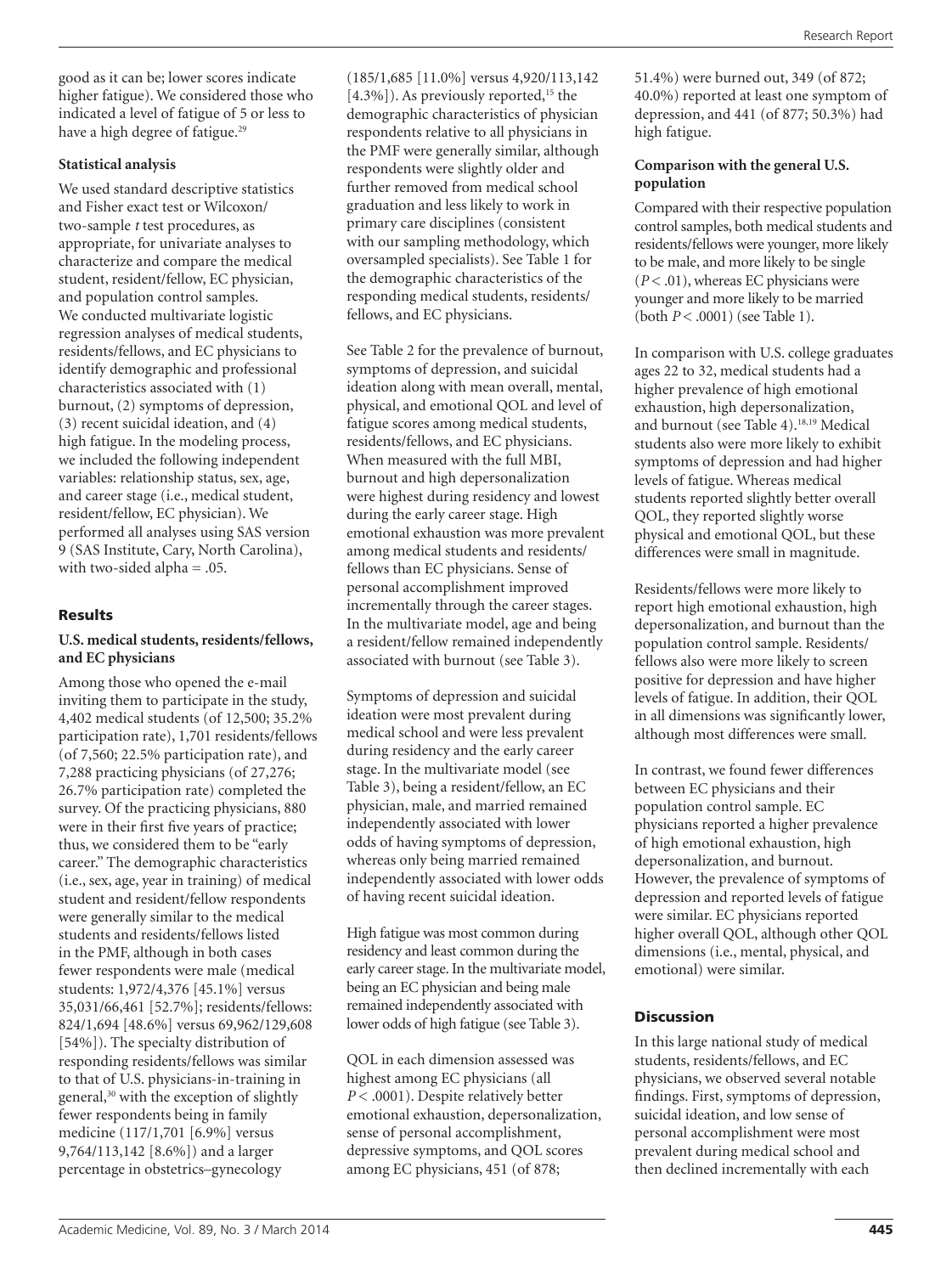good as it can be; lower scores indicate higher fatigue). We considered those who indicated a level of fatigue of 5 or less to have a high degree of fatigue.[29]

**Statistical analysis**

We used standard descriptive statistics and Fisher exact test or Wilcoxon/two-sample *t* test procedures, as appropriate, for univariate analyses to characterize and compare the medical student, resident/fellow, EC physician, and population control samples. We conducted multivariate logistic regression analyses of medical students, residents/fellows, and EC physicians to identify demographic and professional characteristics associated with (1) burnout, (2) symptoms of depression, (3) recent suicidal ideation, and (4) high fatigue. In the modeling process, we included the following independent variables: relationship status, sex, age, and career stage (i.e., medical student, resident/fellow, EC physician). We performed all analyses using SAS version 9 (SAS Institute, Cary, North Carolina), with two-sided alpha = .05.

## Results

**U.S. medical students, residents/fellows, and EC physicians**

Among those who opened the e-mail inviting them to participate in the study, 4,402 medical students (of 12,500; 35.2% participation rate), 1,701 residents/fellows (of 7,560; 22.5% participation rate), and 7,288 practicing physicians (of 27,276; 26.7% participation rate) completed the survey. Of the practicing physicians, 880 were in their first five years of practice; thus, we considered them to be "early career." The demographic characteristics (i.e., sex, age, year in training) of medical student and resident/fellow respondents were generally similar to the medical students and residents/fellows listed in the PMF, although in both cases fewer respondents were male (medical students: 1,972/4,376 [45.1%] versus 35,031/66,461 [52.7%]; residents/fellows: 824/1,694 [48.6%] versus 69,962/129,608 [54%]). The specialty distribution of responding residents/fellows was similar to that of U.S. physicians-in-training in general,[30] with the exception of slightly fewer respondents being in family medicine (117/1,701 [6.9%] versus 9,764/113,142 [8.6%]) and a larger percentage in obstetrics–gynecology (185/1,685 [11.0%] versus 4,920/113,142 [4.3%]). As previously reported,[15] the demographic characteristics of physician respondents relative to all physicians in the PMF were generally similar, although respondents were slightly older and further removed from medical school graduation and less likely to work in primary care disciplines (consistent with our sampling methodology, which oversampled specialists). See Table 1 for the demographic characteristics of the responding medical students, residents/fellows, and EC physicians.

See Table 2 for the prevalence of burnout, symptoms of depression, and suicidal ideation along with mean overall, mental, physical, and emotional QOL and level of fatigue scores among medical students, residents/fellows, and EC physicians. When measured with the full MBI, burnout and high depersonalization were highest during residency and lowest during the early career stage. High emotional exhaustion was more prevalent among medical students and residents/fellows than EC physicians. Sense of personal accomplishment improved incrementally through the career stages. In the multivariate model, age and being a resident/fellow remained independently associated with burnout (see Table 3).

Symptoms of depression and suicidal ideation were most prevalent during medical school and were less prevalent during residency and the early career stage. In the multivariate model (see Table 3), being a resident/fellow, an EC physician, male, and married remained independently associated with lower odds of having symptoms of depression, whereas only being married remained independently associated with lower odds of having recent suicidal ideation.

High fatigue was most common during residency and least common during the early career stage. In the multivariate model, being an EC physician and being male remained independently associated with lower odds of high fatigue (see Table 3).

QOL in each dimension assessed was highest among EC physicians (all $P < .0001$). Despite relatively better emotional exhaustion, depersonalization, sense of personal accomplishment, depressive symptoms, and QOL scores among EC physicians, 451 (of 878; 51.4%) were burned out, 349 (of 872; 40.0%) reported at least one symptom of depression, and 441 (of 877; 50.3%) had high fatigue.

**Comparison with the general U.S. population**

Compared with their respective population control samples, both medical students and residents/fellows were younger, more likely to be male, and more likely to be single ($P < .01$), whereas EC physicians were younger and more likely to be married (both $P < .0001$) (see Table 1).

In comparison with U.S. college graduates ages 22 to 32, medical students had a higher prevalence of high emotional exhaustion, high depersonalization, and burnout (see Table 4).[18,19] Medical students also were more likely to exhibit symptoms of depression and had higher levels of fatigue. Whereas medical students reported slightly better overall QOL, they reported slightly worse physical and emotional QOL, but these differences were small in magnitude.

Residents/fellows were more likely to report high emotional exhaustion, high depersonalization, and burnout than the population control sample. Residents/fellows also were more likely to screen positive for depression and have higher levels of fatigue. In addition, their QOL in all dimensions was significantly lower, although most differences were small.

In contrast, we found fewer differences between EC physicians and their population control sample. EC physicians reported a higher prevalence of high emotional exhaustion, high depersonalization, and burnout. However, the prevalence of symptoms of depression and reported levels of fatigue were similar. EC physicians reported higher overall QOL, although other QOL dimensions (i.e., mental, physical, and emotional) were similar.

## Discussion

In this large national study of medical students, residents/fellows, and EC physicians, we observed several notable findings. First, symptoms of depression, suicidal ideation, and low sense of personal accomplishment were most prevalent during medical school and then declined incrementally with each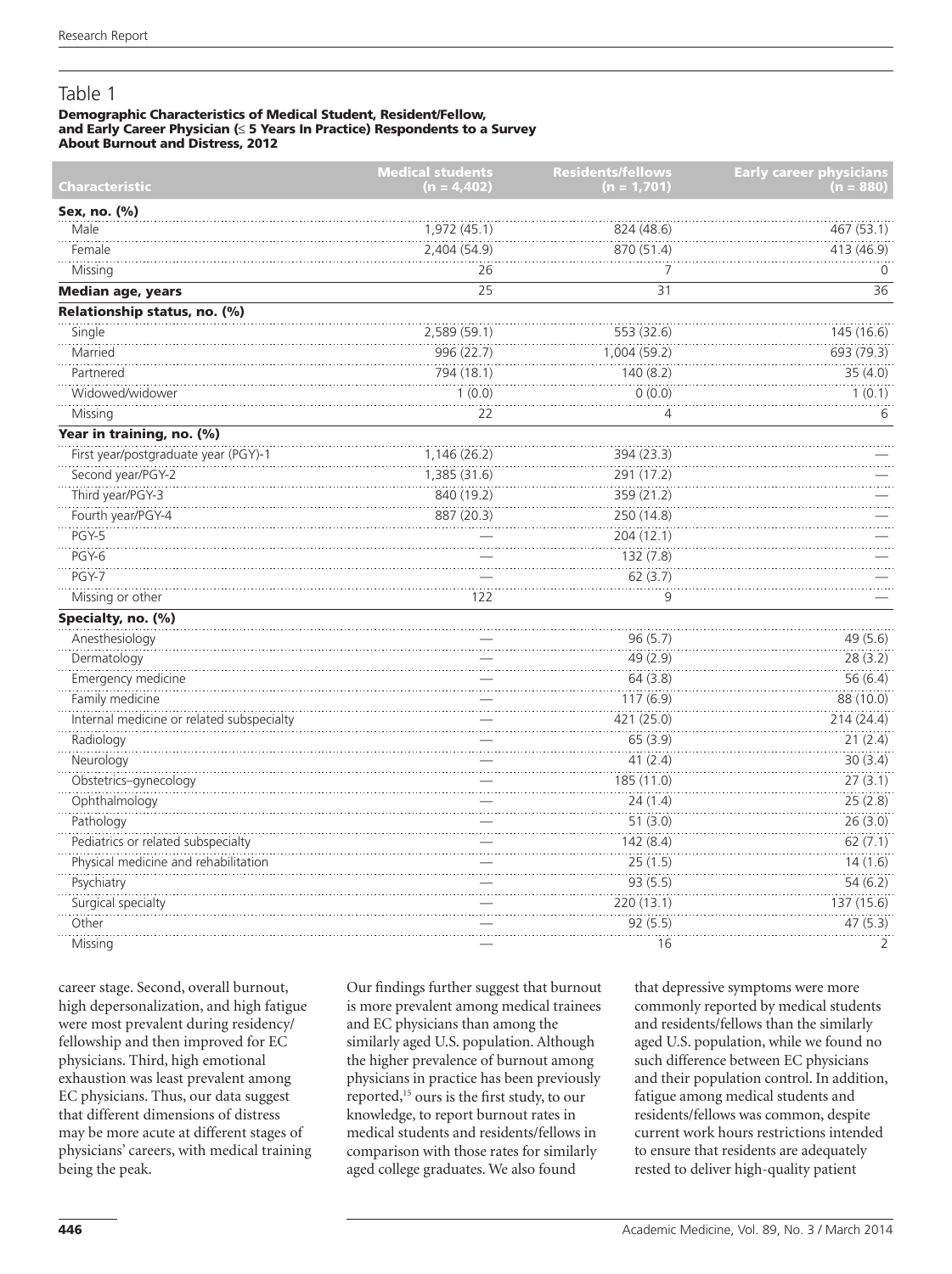## Table 1

**Demographic Characteristics of Medical Student, Resident/Fellow, and Early Career Physician (≤ 5 Years In Practice) Respondents to a Survey About Burnout and Distress, 2012**

| Characteristic | Medical students (n = 4,402) | Residents/fellows (n = 1,701) | Early career physicians (n = 880) |
|---|---|---|---|
| **Sex, no. (%)** | | | |
| Male | 1,972 (45.1) | 824 (48.6) | 467 (53.1) |
| Female | 2,404 (54.9) | 870 (51.4) | 413 (46.9) |
| Missing | 26 | 7 | 0 |
| **Median age, years** | 25 | 31 | 36 |
| **Relationship status, no. (%)** | | | |
| Single | 2,589 (59.1) | 553 (32.6) | 145 (16.6) |
| Married | 996 (22.7) | 1,004 (59.2) | 693 (79.3) |
| Partnered | 794 (18.1) | 140 (8.2) | 35 (4.0) |
| Widowed/widower | 1 (0.0) | 0 (0.0) | 1 (0.1) |
| Missing | 22 | 4 | 6 |
| **Year in training, no. (%)** | | | |
| First year/postgraduate year (PGY)-1 | 1,146 (26.2) | 394 (23.3) | — |
| Second year/PGY-2 | 1,385 (31.6) | 291 (17.2) | — |
| Third year/PGY-3 | 840 (19.2) | 359 (21.2) | — |
| Fourth year/PGY-4 | 887 (20.3) | 250 (14.8) | — |
| PGY-5 | — | 204 (12.1) | — |
| PGY-6 | — | 132 (7.8) | — |
| PGY-7 | — | 62 (3.7) | — |
| Missing or other | 122 | 9 | — |
| **Specialty, no. (%)** | | | |
| Anesthesiology | — | 96 (5.7) | 49 (5.6) |
| Dermatology | — | 49 (2.9) | 28 (3.2) |
| Emergency medicine | — | 64 (3.8) | 56 (6.4) |
| Family medicine | — | 117 (6.9) | 88 (10.0) |
| Internal medicine or related subspecialty | — | 421 (25.0) | 214 (24.4) |
| Radiology | — | 65 (3.9) | 21 (2.4) |
| Neurology | — | 41 (2.4) | 30 (3.4) |
| Obstetrics–gynecology | — | 185 (11.0) | 27 (3.1) |
| Ophthalmology | — | 24 (1.4) | 25 (2.8) |
| Pathology | — | 51 (3.0) | 26 (3.0) |
| Pediatrics or related subspecialty | — | 142 (8.4) | 62 (7.1) |
| Physical medicine and rehabilitation | — | 25 (1.5) | 14 (1.6) |
| Psychiatry | — | 93 (5.5) | 54 (6.2) |
| Surgical specialty | — | 220 (13.1) | 137 (15.6) |
| Other | — | 92 (5.5) | 47 (5.3) |
| Missing | — | 16 | 2 |

career stage. Second, overall burnout, high depersonalization, and high fatigue were most prevalent during residency/fellowship and then improved for EC physicians. Third, high emotional exhaustion was least prevalent among EC physicians. Thus, our data suggest that different dimensions of distress may be more acute at different stages of physicians' careers, with medical training being the peak.

Our findings further suggest that burnout is more prevalent among medical trainees and EC physicians than among the similarly aged U.S. population. Although the higher prevalence of burnout among physicians in practice has been previously reported,[15] ours is the first study, to our knowledge, to report burnout rates in medical students and residents/fellows in comparison with those rates for similarly aged college graduates. We also found that depressive symptoms were more commonly reported by medical students and residents/fellows than the similarly aged U.S. population, while we found no such difference between EC physicians and their population control. In addition, fatigue among medical students and residents/fellows was common, despite current work hours restrictions intended to ensure that residents are adequately rested to deliver high-quality patient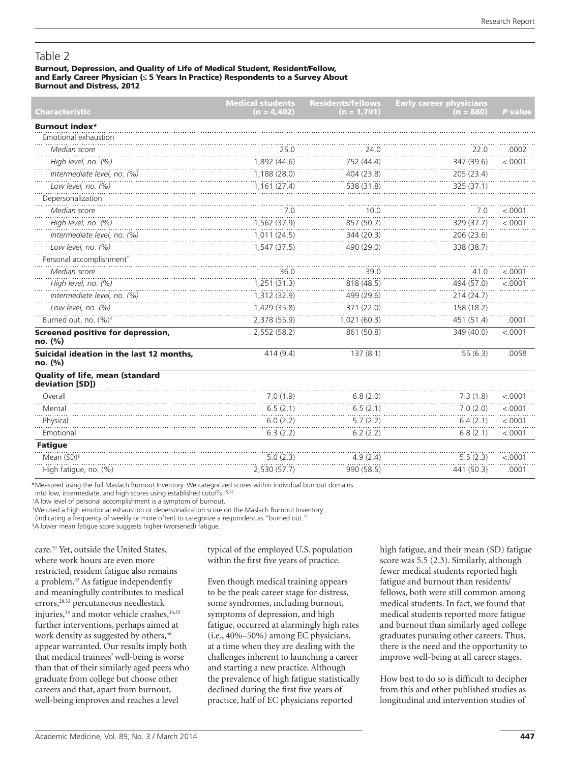## Table 2

**Burnout, Depression, and Quality of Life of Medical Student, Resident/Fellow, and Early Career Physician (≤ 5 Years In Practice) Respondents to a Survey About Burnout and Distress, 2012**

| Characteristic | Medical students (n = 4,402) | Residents/fellows (n = 1,701) | Early career physicians (n = 880) | P value |
|---|---|---|---|---|
| **Burnout index*** | | | | |
| Emotional exhaustion | | | | |
| *Median score* | 25.0 | 24.0 | 22.0 | .0002 |
| *High level, no. (%)* | 1,892 (44.6) | 752 (44.4) | 347 (39.6) | <.0001 |
| *Intermediate level, no. (%)* | 1,188 (28.0) | 404 (23.8) | 205 (23.4) | |
| *Low level, no. (%)* | 1,161 (27.4) | 538 (31.8) | 325 (37.1) | |
| Depersonalization | | | | |
| *Median score* | 7.0 | 10.0 | 7.0 | <.0001 |
| *High level, no. (%)* | 1,562 (37.9) | 857 (50.7) | 329 (37.7) | <.0001 |
| *Intermediate level, no. (%)* | 1,011 (24.5) | 344 (20.3) | 206 (23.6) | |
| *Low level, no. (%)* | 1,547 (37.5) | 490 (29.0) | 338 (38.7) | |
| Personal accomplishment† | | | | |
| *Median score* | 36.0 | 39.0 | 41.0 | <.0001 |
| *High level, no. (%)* | 1,251 (31.3) | 818 (48.5) | 494 (57.0) | <.0001 |
| *Intermediate level, no. (%)* | 1,312 (32.9) | 499 (29.6) | 214 (24.7) | |
| *Low level, no. (%)* | 1,429 (35.8) | 371 (22.0) | 158 (18.2) | |
| Burned out, no. (%)‡ | 2,378 (55.9) | 1,021 (60.3) | 451 (51.4) | .0001 |
| **Screened positive for depression, no. (%)** | 2,552 (58.2) | 861 (50.8) | 349 (40.0) | <.0001 |
| **Suicidal ideation in the last 12 months, no. (%)** | 414 (9.4) | 137 (8.1) | 55 (6.3) | .0058 |
| **Quality of life, mean (standard deviation [SD])** | | | | |
| Overall | 7.0 (1.9) | 6.8 (2.0) | 7.3 (1.8) | <.0001 |
| Mental | 6.5 (2.1) | 6.5 (2.1) | 7.0 (2.0) | <.0001 |
| Physical | 6.0 (2.2) | 5.7 (2.2) | 6.4 (2.1) | <.0001 |
| Emotional | 6.3 (2.2) | 6.2 (2.2) | 6.8 (2.1) | <.0001 |
| **Fatigue** | | | | |
| Mean (SD)§ | 5.0 (2.3) | 4.9 (2.4) | 5.5 (2.3) | <.0001 |
| High fatigue, no. (%) | 2,530 (57.7) | 990 (58.5) | 441 (50.3) | .0001 |

*Measured using the full Maslach Burnout Inventory. We categorized scores within individual burnout domains into low, intermediate, and high scores using established cutoffs.[15,17]

†A low level of personal accomplishment is a symptom of burnout.

‡We used a high emotional exhaustion or depersonalization score on the Maslach Burnout Inventory (indicating a frequency of weekly or more often) to categorize a respondent as "burned out."

§A lower mean fatigue score suggests higher (worsened) fatigue.

care.[31] Yet, outside the United States, where work hours are even more restricted, resident fatigue also remains a problem.[32] As fatigue independently and meaningfully contributes to medical errors,[28,33] percutaneous needlestick injuries,[34] and motor vehicle crashes,[34,35] further interventions, perhaps aimed at work density as suggested by others,[36] appear warranted. Our results imply both that medical trainees' well-being is worse than that of their similarly aged peers who graduate from college but choose other careers and that, apart from burnout, well-being improves and reaches a level typical of the employed U.S. population within the first five years of practice.

Even though medical training appears to be the peak career stage for distress, some syndromes, including burnout, symptoms of depression, and high fatigue, occurred at alarmingly high rates (i.e., 40%–50%) among EC physicians, at a time when they are dealing with the challenges inherent to launching a career and starting a new practice. Although the prevalence of high fatigue statistically declined during the first five years of practice, half of EC physicians reported high fatigue, and their mean (SD) fatigue score was 5.5 (2.3). Similarly, although fewer medical students reported high fatigue and burnout than residents/fellows, both were still common among medical students. In fact, we found that medical students reported more fatigue and burnout than similarly aged college graduates pursuing other careers. Thus, there is the need and the opportunity to improve well-being at all career stages.

How best to do so is difficult to decipher from this and other published studies as longitudinal and intervention studies of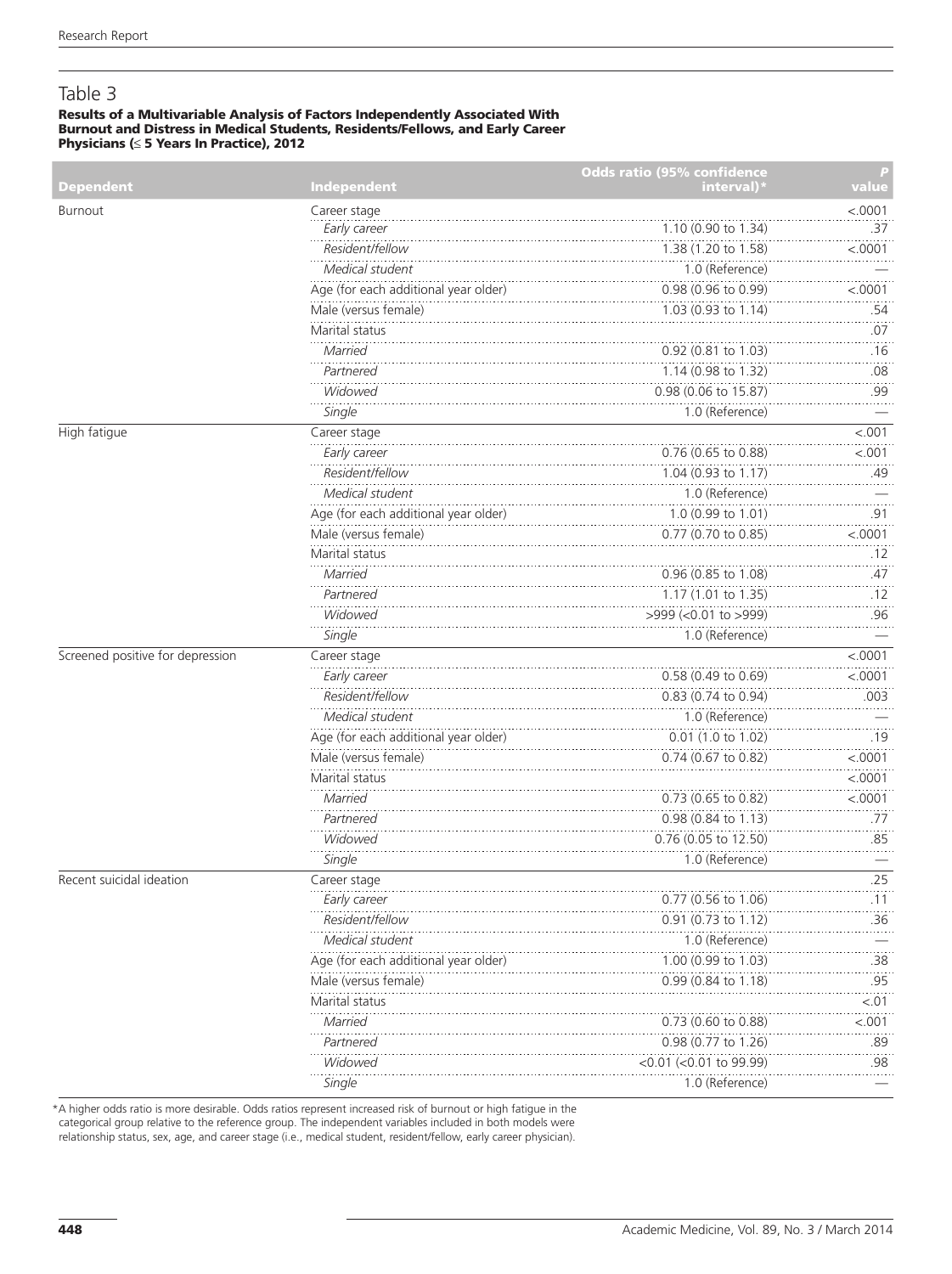# Table 3

**Results of a Multivariable Analysis of Factors Independently Associated With Burnout and Distress in Medical Students, Residents/Fellows, and Early Career Physicians (≤ 5 Years In Practice), 2012**

| Dependent | Independent | Odds ratio (95% confidence interval)* | P value |
|---|---|---|---|
| Burnout | Career stage | | <.0001 |
| | *Early career* | 1.10 (0.90 to 1.34) | .37 |
| | *Resident/fellow* | 1.38 (1.20 to 1.58) | <.0001 |
| | *Medical student* | 1.0 (Reference) | — |
| | Age (for each additional year older) | 0.98 (0.96 to 0.99) | <.0001 |
| | Male (versus female) | 1.03 (0.93 to 1.14) | .54 |
| | Marital status | | .07 |
| | *Married* | 0.92 (0.81 to 1.03) | .16 |
| | *Partnered* | 1.14 (0.98 to 1.32) | .08 |
| | *Widowed* | 0.98 (0.06 to 15.87) | .99 |
| | *Single* | 1.0 (Reference) | — |
| High fatigue | Career stage | | <.001 |
| | *Early career* | 0.76 (0.65 to 0.88) | <.001 |
| | *Resident/fellow* | 1.04 (0.93 to 1.17) | .49 |
| | *Medical student* | 1.0 (Reference) | — |
| | Age (for each additional year older) | 1.0 (0.99 to 1.01) | .91 |
| | Male (versus female) | 0.77 (0.70 to 0.85) | <.0001 |
| | Marital status | | .12 |
| | *Married* | 0.96 (0.85 to 1.08) | .47 |
| | *Partnered* | 1.17 (1.01 to 1.35) | .12 |
| | *Widowed* | >999 (<0.01 to >999) | .96 |
| | *Single* | 1.0 (Reference) | — |
| Screened positive for depression | Career stage | | <.0001 |
| | *Early career* | 0.58 (0.49 to 0.69) | <.0001 |
| | *Resident/fellow* | 0.83 (0.74 to 0.94) | .003 |
| | *Medical student* | 1.0 (Reference) | — |
| | Age (for each additional year older) | 0.01 (1.0 to 1.02) | .19 |
| | Male (versus female) | 0.74 (0.67 to 0.82) | <.0001 |
| | Marital status | | <.0001 |
| | *Married* | 0.73 (0.65 to 0.82) | <.0001 |
| | *Partnered* | 0.98 (0.84 to 1.13) | .77 |
| | *Widowed* | 0.76 (0.05 to 12.50) | .85 |
| | *Single* | 1.0 (Reference) | — |
| Recent suicidal ideation | Career stage | | .25 |
| | *Early career* | 0.77 (0.56 to 1.06) | .11 |
| | *Resident/fellow* | 0.91 (0.73 to 1.12) | .36 |
| | *Medical student* | 1.0 (Reference) | — |
| | Age (for each additional year older) | 1.00 (0.99 to 1.03) | .38 |
| | Male (versus female) | 0.99 (0.84 to 1.18) | .95 |
| | Marital status | | <.01 |
| | *Married* | 0.73 (0.60 to 0.88) | <.001 |
| | *Partnered* | 0.98 (0.77 to 1.26) | .89 |
| | *Widowed* | <0.01 (<0.01 to 99.99) | .98 |
| | *Single* | 1.0 (Reference) | — |

*A higher odds ratio is more desirable. Odds ratios represent increased risk of burnout or high fatigue in the categorical group relative to the reference group. The independent variables included in both models were relationship status, sex, age, and career stage (i.e., medical student, resident/fellow, early career physician).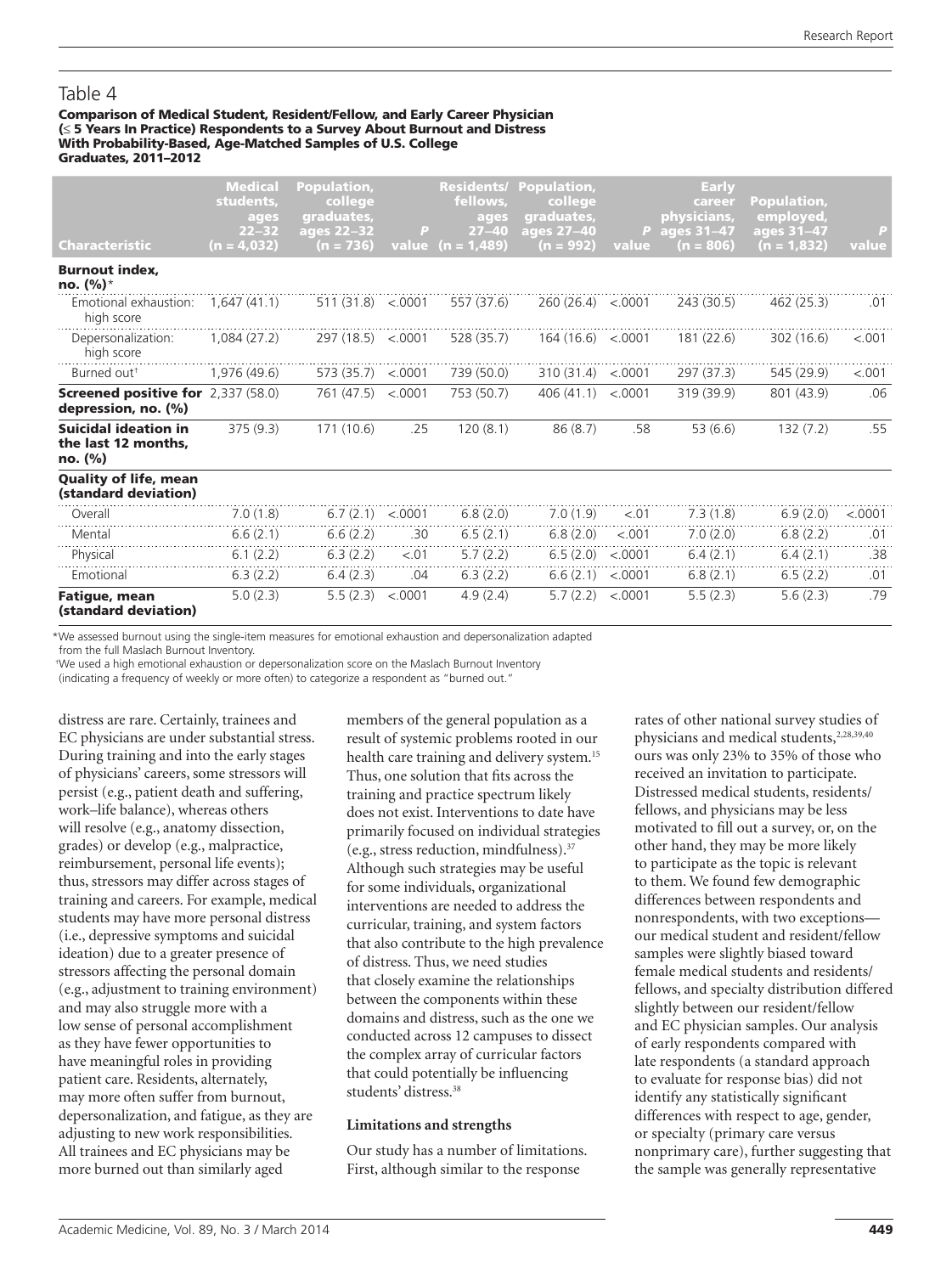## Table 4

**Comparison of Medical Student, Resident/Fellow, and Early Career Physician (≤ 5 Years In Practice) Respondents to a Survey About Burnout and Distress With Probability-Based, Age-Matched Samples of U.S. College Graduates, 2011–2012**

| Characteristic | Medical students, ages 22–32 (n = 4,032) | Population, college graduates, ages 22–32 (n = 736) | P value | Residents/ fellows, ages 27–40 (n = 1,489) | Population, college graduates, ages 27–40 (n = 992) | P value | Early career physicians, ages 31–47 (n = 806) | Population, employed, ages 31–47 (n = 1,832) | P value |
|---|---|---|---|---|---|---|---|---|---|
| **Burnout index, no. (%)*** | | | | | | | | | |
| Emotional exhaustion: high score | 1,647 (41.1) | 511 (31.8) | <.0001 | 557 (37.6) | 260 (26.4) | <.0001 | 243 (30.5) | 462 (25.3) | .01 |
| Depersonalization: high score | 1,084 (27.2) | 297 (18.5) | <.0001 | 528 (35.7) | 164 (16.6) | <.0001 | 181 (22.6) | 302 (16.6) | <.001 |
| Burned out† | 1,976 (49.6) | 573 (35.7) | <.0001 | 739 (50.0) | 310 (31.4) | <.0001 | 297 (37.3) | 545 (29.9) | <.001 |
| **Screened positive for depression, no. (%)** | 2,337 (58.0) | 761 (47.5) | <.0001 | 753 (50.7) | 406 (41.1) | <.0001 | 319 (39.9) | 801 (43.9) | .06 |
| **Suicidal ideation in the last 12 months, no. (%)** | 375 (9.3) | 171 (10.6) | .25 | 120 (8.1) | 86 (8.7) | .58 | 53 (6.6) | 132 (7.2) | .55 |
| **Quality of life, mean (standard deviation)** | | | | | | | | | |
| Overall | 7.0 (1.8) | 6.7 (2.1) | <.0001 | 6.8 (2.0) | 7.0 (1.9) | <.01 | 7.3 (1.8) | 6.9 (2.0) | <.0001 |
| Mental | 6.6 (2.1) | 6.6 (2.2) | .30 | 6.5 (2.1) | 6.8 (2.0) | <.001 | 7.0 (2.0) | 6.8 (2.2) | .01 |
| Physical | 6.1 (2.2) | 6.3 (2.2) | <.01 | 5.7 (2.2) | 6.5 (2.0) | <.0001 | 6.4 (2.1) | 6.4 (2.1) | .38 |
| Emotional | 6.3 (2.2) | 6.4 (2.3) | .04 | 6.3 (2.2) | 6.6 (2.1) | <.0001 | 6.8 (2.1) | 6.5 (2.2) | .01 |
| **Fatigue, mean (standard deviation)** | 5.0 (2.3) | 5.5 (2.3) | <.0001 | 4.9 (2.4) | 5.7 (2.2) | <.0001 | 5.5 (2.3) | 5.6 (2.3) | .79 |

*We assessed burnout using the single-item measures for emotional exhaustion and depersonalization adapted from the full Maslach Burnout Inventory.

†We used a high emotional exhaustion or depersonalization score on the Maslach Burnout Inventory (indicating a frequency of weekly or more often) to categorize a respondent as "burned out."

distress are rare. Certainly, trainees and EC physicians are under substantial stress. During training and into the early stages of physicians' careers, some stressors will persist (e.g., patient death and suffering, work–life balance), whereas others will resolve (e.g., anatomy dissection, grades) or develop (e.g., malpractice, reimbursement, personal life events); thus, stressors may differ across stages of training and careers. For example, medical students may have more personal distress (i.e., depressive symptoms and suicidal ideation) due to a greater presence of stressors affecting the personal domain (e.g., adjustment to training environment) and may also struggle more with a low sense of personal accomplishment as they have fewer opportunities to have meaningful roles in providing patient care. Residents, alternately, may more often suffer from burnout, depersonalization, and fatigue, as they are adjusting to new work responsibilities. All trainees and EC physicians may be more burned out than similarly aged members of the general population as a result of systemic problems rooted in our health care training and delivery system.[15] Thus, one solution that fits across the training and practice spectrum likely does not exist. Interventions to date have primarily focused on individual strategies (e.g., stress reduction, mindfulness).[37] Although such strategies may be useful for some individuals, organizational interventions are needed to address the curricular, training, and system factors that also contribute to the high prevalence of distress. Thus, we need studies that closely examine the relationships between the components within these domains and distress, such as the one we conducted across 12 campuses to dissect the complex array of curricular factors that could potentially be influencing students' distress.[38]

### Limitations and strengths

Our study has a number of limitations. First, although similar to the response rates of other national survey studies of physicians and medical students,[2,28,39,40] ours was only 23% to 35% of those who received an invitation to participate. Distressed medical students, residents/fellows, and physicians may be less motivated to fill out a survey, or, on the other hand, they may be more likely to participate as the topic is relevant to them. We found few demographic differences between respondents and nonrespondents, with two exceptions—our medical student and resident/fellow samples were slightly biased toward female medical students and residents/fellows, and specialty distribution differed slightly between our resident/fellow and EC physician samples. Our analysis of early respondents compared with late respondents (a standard approach to evaluate for response bias) did not identify any statistically significant differences with respect to age, gender, or specialty (primary care versus nonprimary care), further suggesting that the sample was generally representative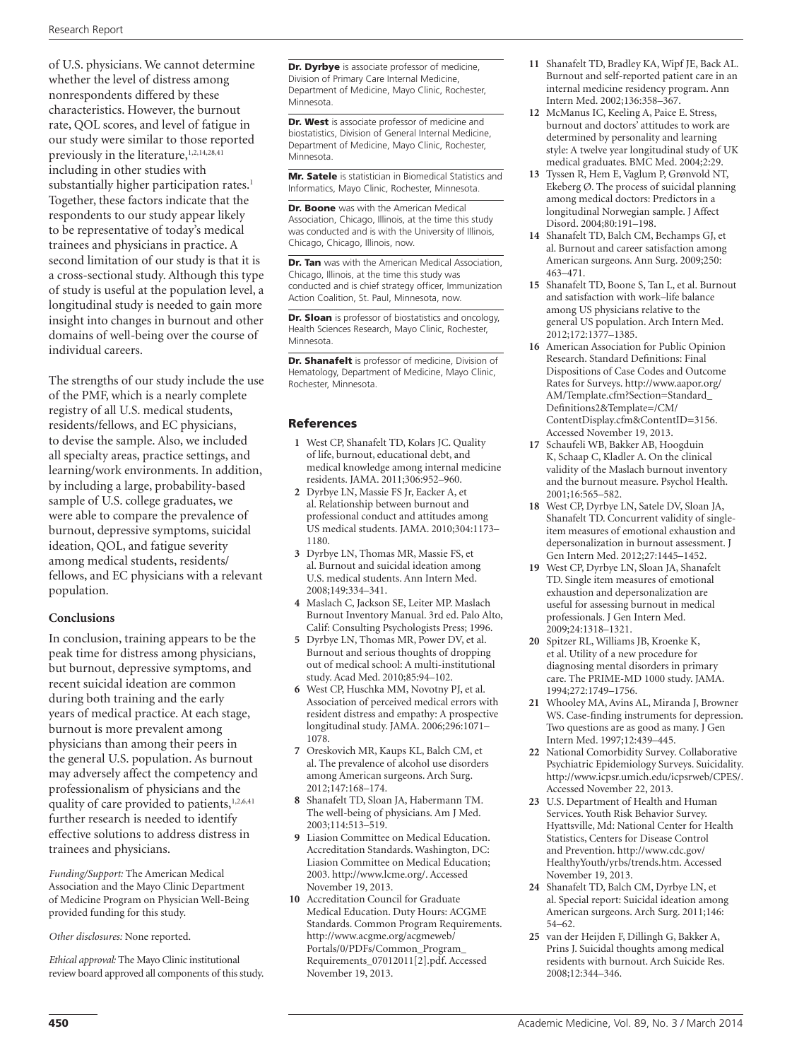of U.S. physicians. We cannot determine whether the level of distress among nonrespondents differed by these characteristics. However, the burnout rate, QOL scores, and level of fatigue in our study were similar to those reported previously in the literature,[1,2,14,28,41] including in other studies with substantially higher participation rates.[1] Together, these factors indicate that the respondents to our study appear likely to be representative of today's medical trainees and physicians in practice. A second limitation of our study is that it is a cross-sectional study. Although this type of study is useful at the population level, a longitudinal study is needed to gain more insight into changes in burnout and other domains of well-being over the course of individual careers.

The strengths of our study include the use of the PMF, which is a nearly complete registry of all U.S. medical students, residents/fellows, and EC physicians, to devise the sample. Also, we included all specialty areas, practice settings, and learning/work environments. In addition, by including a large, probability-based sample of U.S. college graduates, we were able to compare the prevalence of burnout, depressive symptoms, suicidal ideation, QOL, and fatigue severity among medical students, residents/fellows, and EC physicians with a relevant population.

### Conclusions

In conclusion, training appears to be the peak time for distress among physicians, but burnout, depressive symptoms, and recent suicidal ideation are common during both training and the early years of medical practice. At each stage, burnout is more prevalent among physicians than among their peers in the general U.S. population. As burnout may adversely affect the competency and professionalism of physicians and the quality of care provided to patients,[1,2,6,41] further research is needed to identify effective solutions to address distress in trainees and physicians.

*Funding/Support:* The American Medical Association and the Mayo Clinic Department of Medicine Program on Physician Well-Being provided funding for this study.

*Other disclosures:* None reported.

*Ethical approval:* The Mayo Clinic institutional review board approved all components of this study.

**Dr. Dyrbye** is associate professor of medicine, Division of Primary Care Internal Medicine, Department of Medicine, Mayo Clinic, Rochester, Minnesota.

**Dr. West** is associate professor of medicine and biostatistics, Division of General Internal Medicine, Department of Medicine, Mayo Clinic, Rochester, Minnesota.

**Mr. Satele** is statistician in Biomedical Statistics and Informatics, Mayo Clinic, Rochester, Minnesota.

**Dr. Boone** was with the American Medical Association, Chicago, Illinois, at the time this study was conducted and is with the University of Illinois, Chicago, Chicago, Illinois, now.

**Dr. Tan** was with the American Medical Association, Chicago, Illinois, at the time this study was conducted and is chief strategy officer, Immunization Action Coalition, St. Paul, Minnesota, now.

**Dr. Sloan** is professor of biostatistics and oncology, Health Sciences Research, Mayo Clinic, Rochester, Minnesota.

**Dr. Shanafelt** is professor of medicine, Division of Hematology, Department of Medicine, Mayo Clinic, Rochester, Minnesota.

## References

1. West CP, Shanafelt TD, Kolars JC. Quality of life, burnout, educational debt, and medical knowledge among internal medicine residents. JAMA. 2011;306:952–960.
2. Dyrbye LN, Massie FS Jr, Eacker A, et al. Relationship between burnout and professional conduct and attitudes among US medical students. JAMA. 2010;304:1173–1180.
3. Dyrbye LN, Thomas MR, Massie FS, et al. Burnout and suicidal ideation among U.S. medical students. Ann Intern Med. 2008;149:334–341.
4. Maslach C, Jackson SE, Leiter MP. Maslach Burnout Inventory Manual. 3rd ed. Palo Alto, Calif: Consulting Psychologists Press; 1996.
5. Dyrbye LN, Thomas MR, Power DV, et al. Burnout and serious thoughts of dropping out of medical school: A multi-institutional study. Acad Med. 2010;85:94–102.
6. West CP, Huschka MM, Novotny PJ, et al. Association of perceived medical errors with resident distress and empathy: A prospective longitudinal study. JAMA. 2006;296:1071–1078.
7. Oreskovich MR, Kaups KL, Balch CM, et al. The prevalence of alcohol use disorders among American surgeons. Arch Surg. 2012;147:168–174.
8. Shanafelt TD, Sloan JA, Habermann TM. The well-being of physicians. Am J Med. 2003;114:513–519.
9. Liasion Committee on Medical Education. Accreditation Standards. Washington, DC: Liasion Committee on Medical Education; 2003. http://www.lcme.org/. Accessed November 19, 2013.
10. Accreditation Council for Graduate Medical Education. Duty Hours: ACGME Standards. Common Program Requirements. http://www.acgme.org/acgmeweb/Portals/0/PDFs/Common_Program_Requirements_07012011[2].pdf. Accessed November 19, 2013.
11. Shanafelt TD, Bradley KA, Wipf JE, Back AL. Burnout and self-reported patient care in an internal medicine residency program. Ann Intern Med. 2002;136:358–367.
12. McManus IC, Keeling A, Paice E. Stress, burnout and doctors' attitudes to work are determined by personality and learning style: A twelve year longitudinal study of UK medical graduates. BMC Med. 2004;2:29.
13. Tyssen R, Hem E, Vaglum P, Grønvold NT, Ekeberg Ø. The process of suicidal planning among medical doctors: Predictors in a longitudinal Norwegian sample. J Affect Disord. 2004;80:191–198.
14. Shanafelt TD, Balch CM, Bechamps GJ, et al. Burnout and career satisfaction among American surgeons. Ann Surg. 2009;250:463–471.
15. Shanafelt TD, Boone S, Tan L, et al. Burnout and satisfaction with work–life balance among US physicians relative to the general US population. Arch Intern Med. 2012;172:1377–1385.
16. American Association for Public Opinion Research. Standard Definitions: Final Dispositions of Case Codes and Outcome Rates for Surveys. http://www.aapor.org/AM/Template.cfm?Section=Standard_Definitions2&Template=/CM/ContentDisplay.cfm&ContentID=3156. Accessed November 19, 2013.
17. Schaufeli WB, Bakker AB, Hoogduin K, Schaap C, Kladler A. On the clinical validity of the Maslach burnout inventory and the burnout measure. Psychol Health. 2001;16:565–582.
18. West CP, Dyrbye LN, Satele DV, Sloan JA, Shanafelt TD. Concurrent validity of single-item measures of emotional exhaustion and depersonalization in burnout assessment. J Gen Intern Med. 2012;27:1445–1452.
19. West CP, Dyrbye LN, Sloan JA, Shanafelt TD. Single item measures of emotional exhaustion and depersonalization are useful for assessing burnout in medical professionals. J Gen Intern Med. 2009;24:1318–1321.
20. Spitzer RL, Williams JB, Kroenke K, et al. Utility of a new procedure for diagnosing mental disorders in primary care. The PRIME-MD 1000 study. JAMA. 1994;272:1749–1756.
21. Whooley MA, Avins AL, Miranda J, Browner WS. Case-finding instruments for depression. Two questions are as good as many. J Gen Intern Med. 1997;12:439–445.
22. National Comorbidity Survey. Collaborative Psychiatric Epidemiology Surveys. Suicidality. http://www.icpsr.umich.edu/icpsrweb/CPES/. Accessed November 22, 2013.
23. U.S. Department of Health and Human Services. Youth Risk Behavior Survey. Hyattsville, Md: National Center for Health Statistics, Centers for Disease Control and Prevention. http://www.cdc.gov/HealthyYouth/yrbs/trends.htm. Accessed November 19, 2013.
24. Shanafelt TD, Balch CM, Dyrbye LN, et al. Special report: Suicidal ideation among American surgeons. Arch Surg. 2011;146:54–62.
25. van der Heijden F, Dillingh G, Bakker A, Prins J. Suicidal thoughts among medical residents with burnout. Arch Suicide Res. 2008;12:344–346.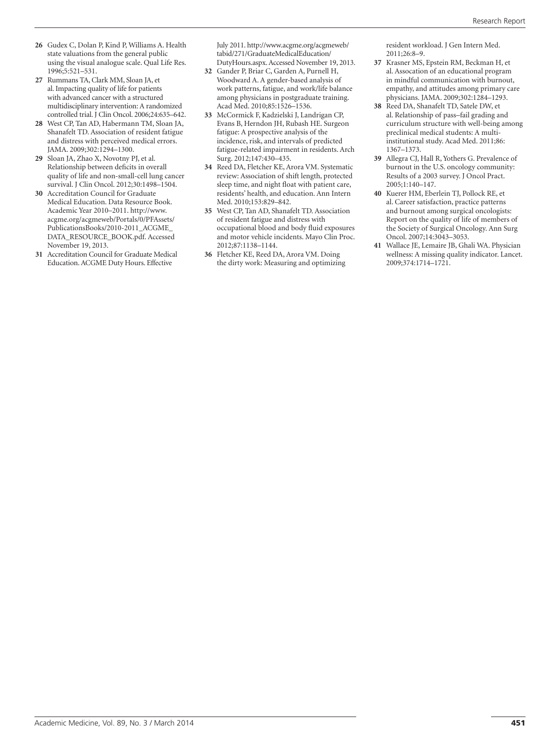26 Gudex C, Dolan P, Kind P, Williams A. Health state valuations from the general public using the visual analogue scale. Qual Life Res. 1996;5:521–531.

27 Rummans TA, Clark MM, Sloan JA, et al. Impacting quality of life for patients with advanced cancer with a structured multidisciplinary intervention: A randomized controlled trial. J Clin Oncol. 2006;24:635–642.

28 West CP, Tan AD, Habermann TM, Sloan JA, Shanafelt TD. Association of resident fatigue and distress with perceived medical errors. JAMA. 2009;302:1294–1300.

29 Sloan JA, Zhao X, Novotny PJ, et al. Relationship between deficits in overall quality of life and non-small-cell lung cancer survival. J Clin Oncol. 2012;30:1498–1504.

30 Accreditation Council for Graduate Medical Education. Data Resource Book. Academic Year 2010–2011. http://www.acgme.org/acgmeweb/Portals/0/PFAssets/PublicationsBooks/2010-2011_ACGME_DATA_RESOURCE_BOOK.pdf. Accessed November 19, 2013.

31 Accreditation Council for Graduate Medical Education. ACGME Duty Hours. Effective July 2011. http://www.acgme.org/acgmeweb/tabid/271/GraduateMedicalEducation/DutyHours.aspx. Accessed November 19, 2013.

32 Gander P, Briar C, Garden A, Purnell H, Woodward A. A gender-based analysis of work patterns, fatigue, and work/life balance among physicians in postgraduate training. Acad Med. 2010;85:1526–1536.

33 McCormick F, Kadzielski J, Landrigan CP, Evans B, Herndon JH, Rubash HE. Surgeon fatigue: A prospective analysis of the incidence, risk, and intervals of predicted fatigue-related impairment in residents. Arch Surg. 2012;147:430–435.

34 Reed DA, Fletcher KE, Arora VM. Systematic review: Association of shift length, protected sleep time, and night float with patient care, residents' health, and education. Ann Intern Med. 2010;153:829–842.

35 West CP, Tan AD, Shanafelt TD. Association of resident fatigue and distress with occupational blood and body fluid exposures and motor vehicle incidents. Mayo Clin Proc. 2012;87:1138–1144.

36 Fletcher KE, Reed DA, Arora VM. Doing the dirty work: Measuring and optimizing resident workload. J Gen Intern Med. 2011;26:8–9.

37 Krasner MS, Epstein RM, Beckman H, et al. Assocation of an educational program in mindful communication with burnout, empathy, and attitudes among primary care physicians. JAMA. 2009;302:1284–1293.

38 Reed DA, Shanafelt TD, Satele DW, et al. Relationship of pass–fail grading and curriculum structure with well-being among preclinical medical students: A multi-institutional study. Acad Med. 2011;86:1367–1373.

39 Allegra CJ, Hall R, Yothers G. Prevalence of burnout in the U.S. oncology community: Results of a 2003 survey. J Oncol Pract. 2005;1:140–147.

40 Kuerer HM, Eberlein TJ, Pollock RE, et al. Career satisfaction, practice patterns and burnout among surgical oncologists: Report on the quality of life of members of the Society of Surgical Oncology. Ann Surg Oncol. 2007;14:3043–3053.

41 Wallace JE, Lemaire JB, Ghali WA. Physician wellness: A missing quality indicator. Lancet. 2009;374:1714–1721.